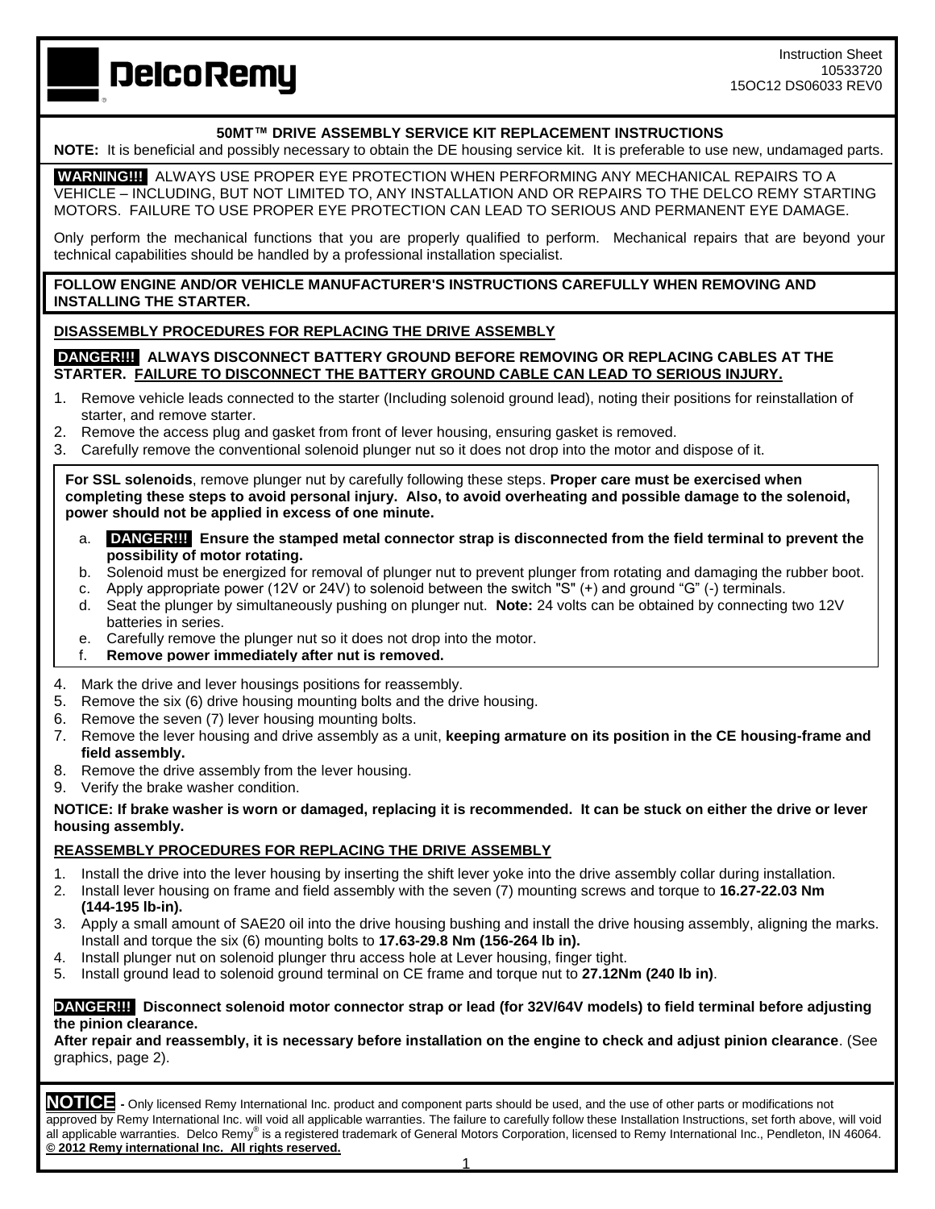DelcoRemy

Instruction Sheet
10533720
15OC12 DS06033 REV0

# 50MT™ DRIVE ASSEMBLY SERVICE KIT REPLACEMENT INSTRUCTIONS

**NOTE:** It is beneficial and possibly necessary to obtain the DE housing service kit. It is preferable to use new, undamaged parts.

**WARNING!!!** ALWAYS USE PROPER EYE PROTECTION WHEN PERFORMING ANY MECHANICAL REPAIRS TO A VEHICLE – INCLUDING, BUT NOT LIMITED TO, ANY INSTALLATION AND OR REPAIRS TO THE DELCO REMY STARTING MOTORS. FAILURE TO USE PROPER EYE PROTECTION CAN LEAD TO SERIOUS AND PERMANENT EYE DAMAGE.

Only perform the mechanical functions that you are properly qualified to perform. Mechanical repairs that are beyond your technical capabilities should be handled by a professional installation specialist.

**FOLLOW ENGINE AND/OR VEHICLE MANUFACTURER'S INSTRUCTIONS CAREFULLY WHEN REMOVING AND INSTALLING THE STARTER.**

## DISASSEMBLY PROCEDURES FOR REPLACING THE DRIVE ASSEMBLY

**DANGER!!! ALWAYS DISCONNECT BATTERY GROUND BEFORE REMOVING OR REPLACING CABLES AT THE STARTER. FAILURE TO DISCONNECT THE BATTERY GROUND CABLE CAN LEAD TO SERIOUS INJURY.**

1. Remove vehicle leads connected to the starter (Including solenoid ground lead), noting their positions for reinstallation of starter, and remove starter.
2. Remove the access plug and gasket from front of lever housing, ensuring gasket is removed.
3. Carefully remove the conventional solenoid plunger nut so it does not drop into the motor and dispose of it.

**For SSL solenoids**, remove plunger nut by carefully following these steps. **Proper care must be exercised when completing these steps to avoid personal injury. Also, to avoid overheating and possible damage to the solenoid, power should not be applied in excess of one minute.**

a. **DANGER!!! Ensure the stamped metal connector strap is disconnected from the field terminal to prevent the possibility of motor rotating.**
b. Solenoid must be energized for removal of plunger nut to prevent plunger from rotating and damaging the rubber boot.
c. Apply appropriate power (12V or 24V) to solenoid between the switch "S" (+) and ground "G" (-) terminals.
d. Seat the plunger by simultaneously pushing on plunger nut. **Note:** 24 volts can be obtained by connecting two 12V batteries in series.
e. Carefully remove the plunger nut so it does not drop into the motor.
f. **Remove power immediately after nut is removed.**

4. Mark the drive and lever housings positions for reassembly.
5. Remove the six (6) drive housing mounting bolts and the drive housing.
6. Remove the seven (7) lever housing mounting bolts.
7. Remove the lever housing and drive assembly as a unit, **keeping armature on its position in the CE housing-frame and field assembly.**
8. Remove the drive assembly from the lever housing.
9. Verify the brake washer condition.

**NOTICE: If brake washer is worn or damaged, replacing it is recommended. It can be stuck on either the drive or lever housing assembly.**

## REASSEMBLY PROCEDURES FOR REPLACING THE DRIVE ASSEMBLY

1. Install the drive into the lever housing by inserting the shift lever yoke into the drive assembly collar during installation.
2. Install lever housing on frame and field assembly with the seven (7) mounting screws and torque to **16.27-22.03 Nm (144-195 lb-in).**
3. Apply a small amount of SAE20 oil into the drive housing bushing and install the drive housing assembly, aligning the marks. Install and torque the six (6) mounting bolts to **17.63-29.8 Nm (156-264 lb in).**
4. Install plunger nut on solenoid plunger thru access hole at Lever housing, finger tight.
5. Install ground lead to solenoid ground terminal on CE frame and torque nut to **27.12Nm (240 lb in)**.

**DANGER!!! Disconnect solenoid motor connector strap or lead (for 32V/64V models) to field terminal before adjusting the pinion clearance.**
**After repair and reassembly, it is necessary before installation on the engine to check and adjust pinion clearance**. (See graphics, page 2).

**NOTICE** - Only licensed Remy International Inc. product and component parts should be used, and the use of other parts or modifications not approved by Remy International Inc. will void all applicable warranties. The failure to carefully follow these Installation Instructions, set forth above, will void all applicable warranties. Delco Remy® is a registered trademark of General Motors Corporation, licensed to Remy International Inc., Pendleton, IN 46064.
**© 2012 Remy international Inc. All rights reserved.**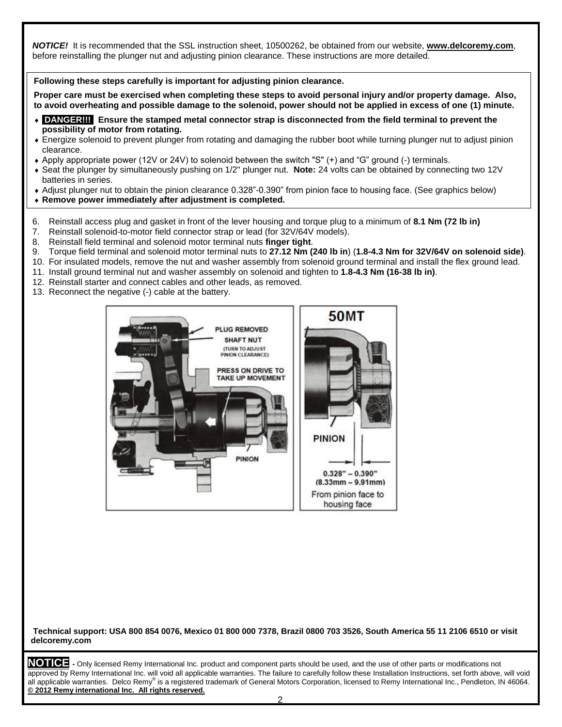***NOTICE!*** It is recommended that the SSL instruction sheet, 10500262, be obtained from our website, **www.delcoremy.com**, before reinstalling the plunger nut and adjusting pinion clearance. These instructions are more detailed.

**Following these steps carefully is important for adjusting pinion clearance.**

**Proper care must be exercised when completing these steps to avoid personal injury and/or property damage. Also, to avoid overheating and possible damage to the solenoid, power should not be applied in excess of one (1) minute.**

- **DANGER!!! Ensure the stamped metal connector strap is disconnected from the field terminal to prevent the possibility of motor from rotating.**
- Energize solenoid to prevent plunger from rotating and damaging the rubber boot while turning plunger nut to adjust pinion clearance.
- Apply appropriate power (12V or 24V) to solenoid between the switch "S" (+) and "G" ground (-) terminals.
- Seat the plunger by simultaneously pushing on 1/2" plunger nut. **Note:** 24 volts can be obtained by connecting two 12V batteries in series.
- Adjust plunger nut to obtain the pinion clearance 0.328"-0.390" from pinion face to housing face. (See graphics below)
- **Remove power immediately after adjustment is completed.**

6. Reinstall access plug and gasket in front of the lever housing and torque plug to a minimum of **8.1 Nm (72 lb in)**
7. Reinstall solenoid-to-motor field connector strap or lead (for 32V/64V models).
8. Reinstall field terminal and solenoid motor terminal nuts **finger tight**.
9. Torque field terminal and solenoid motor terminal nuts to **27.12 Nm (240 lb in)** (**1.8-4.3 Nm for 32V/64V on solenoid side)**.
10. For insulated models, remove the nut and washer assembly from solenoid ground terminal and install the flex ground lead.
11. Install ground terminal nut and washer assembly on solenoid and tighten to **1.8-4.3 Nm (16-38 lb in)**.
12. Reinstall starter and connect cables and other leads, as removed.
13. Reconnect the negative (-) cable at the battery.

PLUG REMOVED
SHAFT NUT (TURN TO ADJUST PINION CLEARANCE)
PRESS ON DRIVE TO TAKE UP MOVEMENT
PINION

50MT
PINION
0.328" – 0.390" (8.33mm – 9.91mm)
From pinion face to housing face

**Technical support: USA 800 854 0076, Mexico 01 800 000 7378, Brazil 0800 703 3526, South America 55 11 2106 6510 or visit delcoremy.com**

**NOTICE** - Only licensed Remy International Inc. product and component parts should be used, and the use of other parts or modifications not approved by Remy International Inc. will void all applicable warranties. The failure to carefully follow these Installation Instructions, set forth above, will void all applicable warranties. Delco Remy® is a registered trademark of General Motors Corporation, licensed to Remy International Inc., Pendleton, IN 46064.
**© 2012 Remy international Inc. All rights reserved.**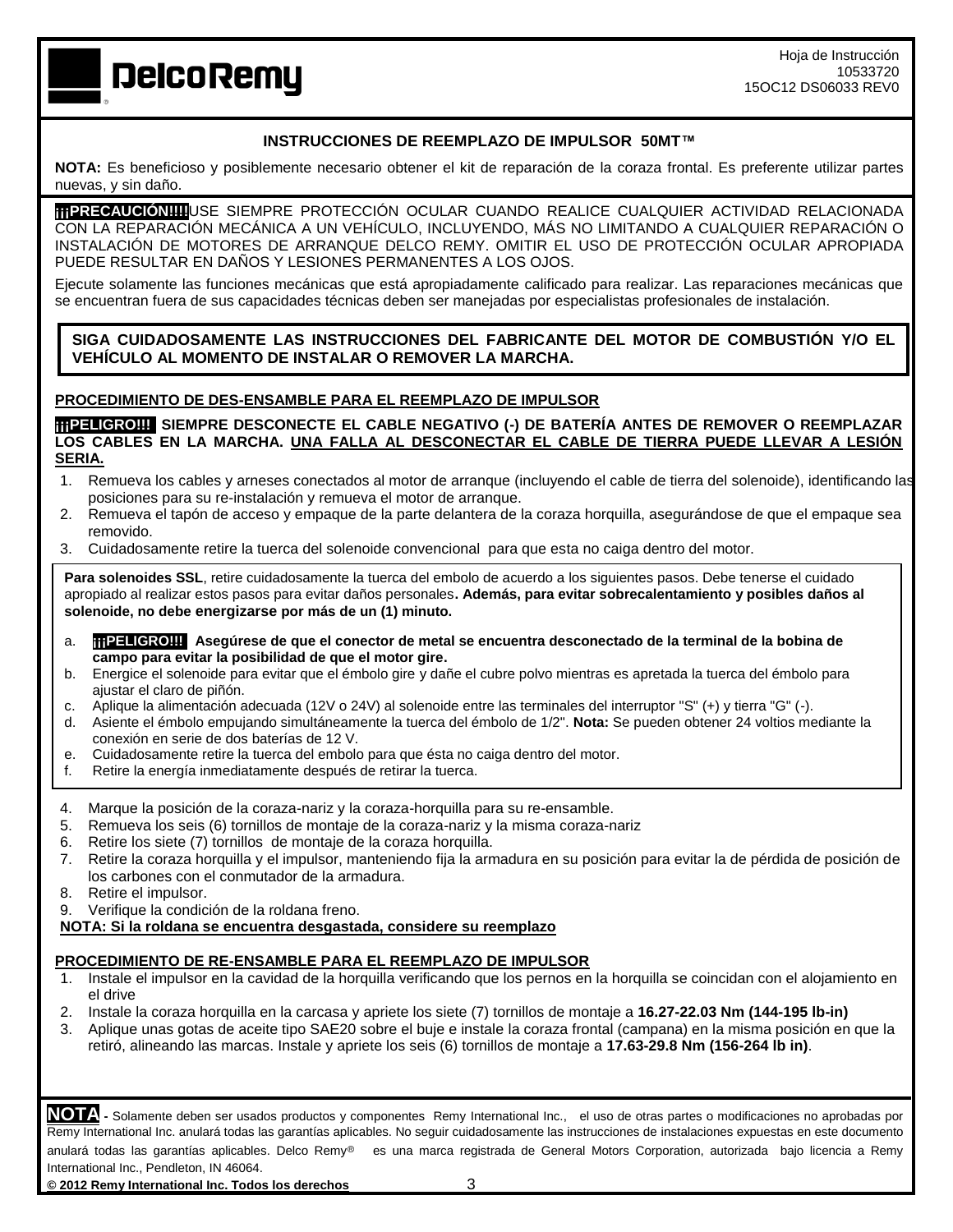Hoja de Instrucción
10533720
15OC12 DS06033 REV0

## INSTRUCCIONES DE REEMPLAZO DE IMPULSOR 50MT™

**NOTA:** Es beneficioso y posiblemente necesario obtener el kit de reparación de la coraza frontal. Es preferente utilizar partes nuevas, y sin daño.

**¡¡¡PRECAUCIÓN!!!!** USE SIEMPRE PROTECCIÓN OCULAR CUANDO REALICE CUALQUIER ACTIVIDAD RELACIONADA CON LA REPARACIÓN MECÁNICA A UN VEHÍCULO, INCLUYENDO, MÁS NO LIMITANDO A CUALQUIER REPARACIÓN O INSTALACIÓN DE MOTORES DE ARRANQUE DELCO REMY. OMITIR EL USO DE PROTECCIÓN OCULAR APROPIADA PUEDE RESULTAR EN DAÑOS Y LESIONES PERMANENTES A LOS OJOS.

Ejecute solamente las funciones mecánicas que está apropiadamente calificado para realizar. Las reparaciones mecánicas que se encuentran fuera de sus capacidades técnicas deben ser manejadas por especialistas profesionales de instalación.

**SIGA CUIDADOSAMENTE LAS INSTRUCCIONES DEL FABRICANTE DEL MOTOR DE COMBUSTIÓN Y/O EL VEHÍCULO AL MOMENTO DE INSTALAR O REMOVER LA MARCHA.**

### PROCEDIMIENTO DE DES-ENSAMBLE PARA EL REEMPLAZO DE IMPULSOR

**¡¡¡PELIGRO!!! SIEMPRE DESCONECTE EL CABLE NEGATIVO (-) DE BATERÍA ANTES DE REMOVER O REEMPLAZAR LOS CABLES EN LA MARCHA. UNA FALLA AL DESCONECTAR EL CABLE DE TIERRA PUEDE LLEVAR A LESIÓN SERIA.**

1. Remueva los cables y arneses conectados al motor de arranque (incluyendo el cable de tierra del solenoide), identificando las posiciones para su re-instalación y remueva el motor de arranque.
2. Remueva el tapón de acceso y empaque de la parte delantera de la coraza horquilla, asegurándose de que el empaque sea removido.
3. Cuidadosamente retire la tuerca del solenoide convencional para que esta no caiga dentro del motor.

**Para solenoides SSL**, retire cuidadosamente la tuerca del embolo de acuerdo a los siguientes pasos. Debe tenerse el cuidado apropiado al realizar estos pasos para evitar daños personales**. Además, para evitar sobrecalentamiento y posibles daños al solenoide, no debe energizarse por más de un (1) minuto.**

a. **¡¡¡PELIGRO!!! Asegúrese de que el conector de metal se encuentra desconectado de la terminal de la bobina de campo para evitar la posibilidad de que el motor gire.**
b. Energice el solenoide para evitar que el émbolo gire y dañe el cubre polvo mientras es apretada la tuerca del émbolo para ajustar el claro de piñón.
c. Aplique la alimentación adecuada (12V o 24V) al solenoide entre las terminales del interruptor "S" (+) y tierra "G" (-).
d. Asiente el émbolo empujando simultáneamente la tuerca del émbolo de 1/2". **Nota:** Se pueden obtener 24 voltios mediante la conexión en serie de dos baterías de 12 V.
e. Cuidadosamente retire la tuerca del embolo para que ésta no caiga dentro del motor.
f. Retire la energía inmediatamente después de retirar la tuerca.

4. Marque la posición de la coraza-nariz y la coraza-horquilla para su re-ensamble.
5. Remueva los seis (6) tornillos de montaje de la coraza-nariz y la misma coraza-nariz
6. Retire los siete (7) tornillos de montaje de la coraza horquilla.
7. Retire la coraza horquilla y el impulsor, manteniendo fija la armadura en su posición para evitar la de pérdida de posición de los carbones con el conmutador de la armadura.
8. Retire el impulsor.
9. Verifique la condición de la roldana freno.

**NOTA: Si la roldana se encuentra desgastada, considere su reemplazo**

### PROCEDIMIENTO DE RE-ENSAMBLE PARA EL REEMPLAZO DE IMPULSOR

1. Instale el impulsor en la cavidad de la horquilla verificando que los pernos en la horquilla se coincidan con el alojamiento en el drive
2. Instale la coraza horquilla en la carcasa y apriete los siete (7) tornillos de montaje a **16.27-22.03 Nm (144-195 lb-in)**
3. Aplique unas gotas de aceite tipo SAE20 sobre el buje e instale la coraza frontal (campana) en la misma posición en que la retiró, alineando las marcas. Instale y apriete los seis (6) tornillos de montaje a **17.63-29.8 Nm (156-264 lb in)**.

**NOTA** - Solamente deben ser usados productos y componentes Remy International Inc., el uso de otras partes o modificaciones no aprobadas por Remy International Inc. anulará todas las garantías aplicables. No seguir cuidadosamente las instrucciones de instalaciones expuestas en este documento anulará todas las garantías aplicables. Delco Remy® es una marca registrada de General Motors Corporation, autorizada bajo licencia a Remy International Inc., Pendleton, IN 46064.

**© 2012 Remy International Inc. Todos los derechos**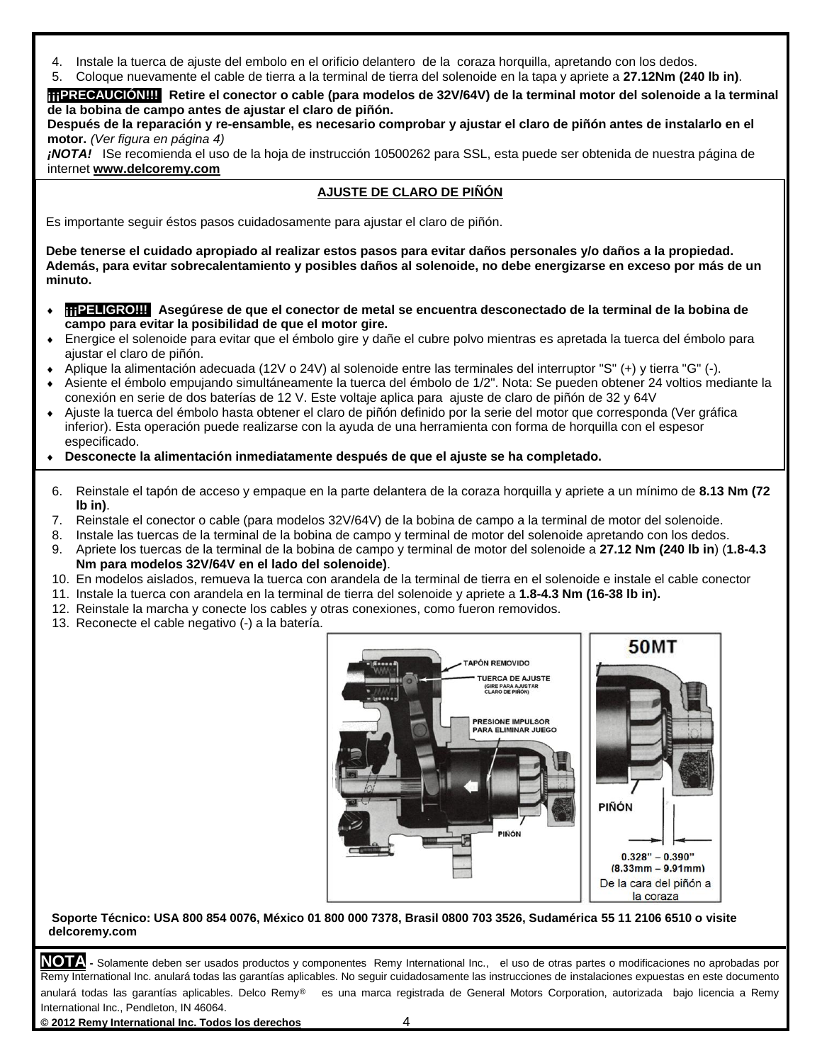4. Instale la tuerca de ajuste del embolo en el orificio delantero de la coraza horquilla, apretando con los dedos.
5. Coloque nuevamente el cable de tierra a la terminal de tierra del solenoide en la tapa y apriete a **27.12Nm (240 lb in)**.

**¡¡¡PRECAUCIÓN!!! Retire el conector o cable (para modelos de 32V/64V) de la terminal motor del solenoide a la terminal de la bobina de campo antes de ajustar el claro de piñón.**
**Después de la reparación y re-ensamble, es necesario comprobar y ajustar el claro de piñón antes de instalarlo en el motor.** *(Ver figura en página 4)*
***¡NOTA!*** lSe recomienda el uso de la hoja de instrucción 10500262 para SSL, esta puede ser obtenida de nuestra página de internet **www.delcoremy.com**

## AJUSTE DE CLARO DE PIÑÓN

Es importante seguir éstos pasos cuidadosamente para ajustar el claro de piñón.

**Debe tenerse el cuidado apropiado al realizar estos pasos para evitar daños personales y/o daños a la propiedad. Además, para evitar sobrecalentamiento y posibles daños al solenoide, no debe energizarse en exceso por más de un minuto.**

- **¡¡¡PELIGRO!!! Asegúrese de que el conector de metal se encuentra desconectado de la terminal de la bobina de campo para evitar la posibilidad de que el motor gire.**
- Energice el solenoide para evitar que el émbolo gire y dañe el cubre polvo mientras es apretada la tuerca del émbolo para ajustar el claro de piñón.
- Aplique la alimentación adecuada (12V o 24V) al solenoide entre las terminales del interruptor "S" (+) y tierra "G" (-).
- Asiente el émbolo empujando simultáneamente la tuerca del émbolo de 1/2". Nota: Se pueden obtener 24 voltios mediante la conexión en serie de dos baterías de 12 V. Este voltaje aplica para ajuste de claro de piñón de 32 y 64V
- Ajuste la tuerca del émbolo hasta obtener el claro de piñón definido por la serie del motor que corresponda (Ver gráfica inferior). Esta operación puede realizarse con la ayuda de una herramienta con forma de horquilla con el espesor especificado.
- **Desconecte la alimentación inmediatamente después de que el ajuste se ha completado.**

6. Reinstale el tapón de acceso y empaque en la parte delantera de la coraza horquilla y apriete a un mínimo de **8.13 Nm (72 lb in)**.
7. Reinstale el conector o cable (para modelos 32V/64V) de la bobina de campo a la terminal de motor del solenoide.
8. Instale las tuercas de la terminal de la bobina de campo y terminal de motor del solenoide apretando con los dedos.
9. Apriete los tuercas de la terminal de la bobina de campo y terminal de motor del solenoide a **27.12 Nm (240 lb in**) (**1.8-4.3 Nm para modelos 32V/64V en el lado del solenoide)**.
10. En modelos aislados, remueva la tuerca con arandela de la terminal de tierra en el solenoide e instale el cable conector
11. Instale la tuerca con arandela en la terminal de tierra del solenoide y apriete a **1.8-4.3 Nm (16-38 lb in).**
12. Reinstale la marcha y conecte los cables y otras conexiones, como fueron removidos.
13. Reconecte el cable negativo (-) a la batería.

TAPÓN REMOVIDO
TUERCA DE AJUSTE
(GIRE PARA AJUSTAR CLARO DE PIÑÓN)
PRESIONE IMPULSOR PARA ELIMINAR JUEGO
PIÑON
50MT
PIÑÓN
0.328" – 0.390"
(8.33mm – 9.91mm)
De la cara del piñón a la coraza

**Soporte Técnico: USA 800 854 0076, México 01 800 000 7378, Brasil 0800 703 3526, Sudamérica 55 11 2106 6510 o visite delcoremy.com**

**NOTA** - Solamente deben ser usados productos y componentes Remy International Inc., el uso de otras partes o modificaciones no aprobadas por Remy International Inc. anulará todas las garantías aplicables. No seguir cuidadosamente las instrucciones de instalaciones expuestas en este documento anulará todas las garantías aplicables. Delco Remy® es una marca registrada de General Motors Corporation, autorizada bajo licencia a Remy International Inc., Pendleton, IN 46064.

**© 2012 Remy International Inc. Todos los derechos**